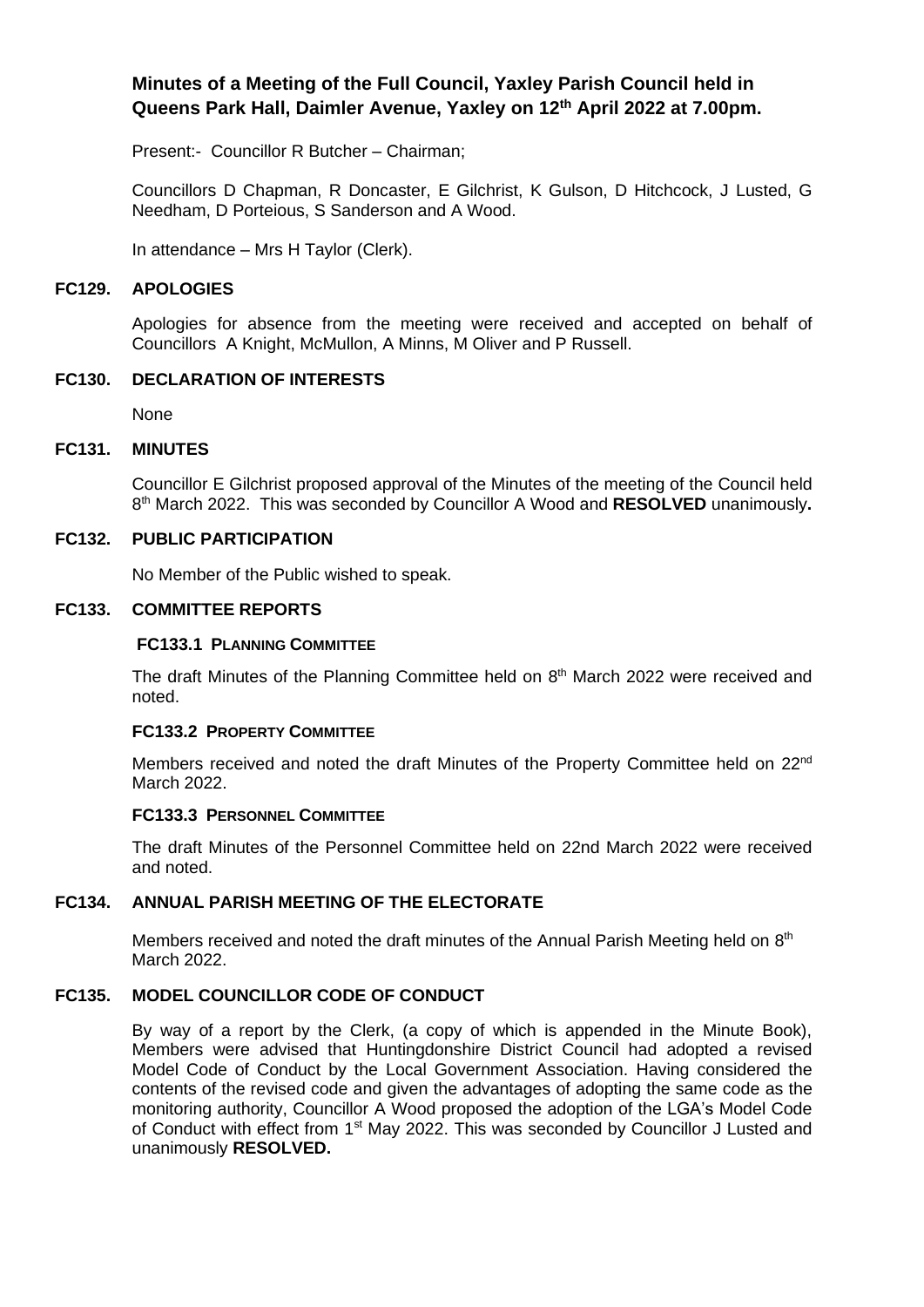# Minutes of a Meeting of the Full Council, Yaxley Parish Council held in Queens Park Hall, Daimler Avenue, Yaxley on 12th April 2022 at 7.00pm.

Present:- Councillor R Butcher – Chairman;

Councillors D Chapman, R Doncaster, E Gilchrist, K Gulson, D Hitchcock, J Lusted, G Needham, D Porteious, S Sanderson and A Wood.

In attendance – Mrs H Taylor (Clerk).

## FC129. APOLOGIES

Apologies for absence from the meeting were received and accepted on behalf of Councillors A Knight, McMullon, A Minns, M Oliver and P Russell.

## FC130. DECLARATION OF INTERESTS

None

## FC131. MINUTES

Councillor E Gilchrist proposed approval of the Minutes of the meeting of the Council held 8th March 2022. This was seconded by Councillor A Wood and **RESOLVED** unanimously**.**

## FC132. PUBLIC PARTICIPATION

No Member of the Public wished to speak.

## FC133. COMMITTEE REPORTS

### FC133.1 PLANNING COMMITTEE

The draft Minutes of the Planning Committee held on 8th March 2022 were received and noted.

### FC133.2 PROPERTY COMMITTEE

Members received and noted the draft Minutes of the Property Committee held on 22nd March 2022.

### FC133.3 PERSONNEL COMMITTEE

The draft Minutes of the Personnel Committee held on 22nd March 2022 were received and noted.

## FC134. ANNUAL PARISH MEETING OF THE ELECTORATE

Members received and noted the draft minutes of the Annual Parish Meeting held on 8th March 2022.

## FC135. MODEL COUNCILLOR CODE OF CONDUCT

By way of a report by the Clerk, (a copy of which is appended in the Minute Book), Members were advised that Huntingdonshire District Council had adopted a revised Model Code of Conduct by the Local Government Association. Having considered the contents of the revised code and given the advantages of adopting the same code as the monitoring authority, Councillor A Wood proposed the adoption of the LGA's Model Code of Conduct with effect from 1st May 2022. This was seconded by Councillor J Lusted and unanimously **RESOLVED.**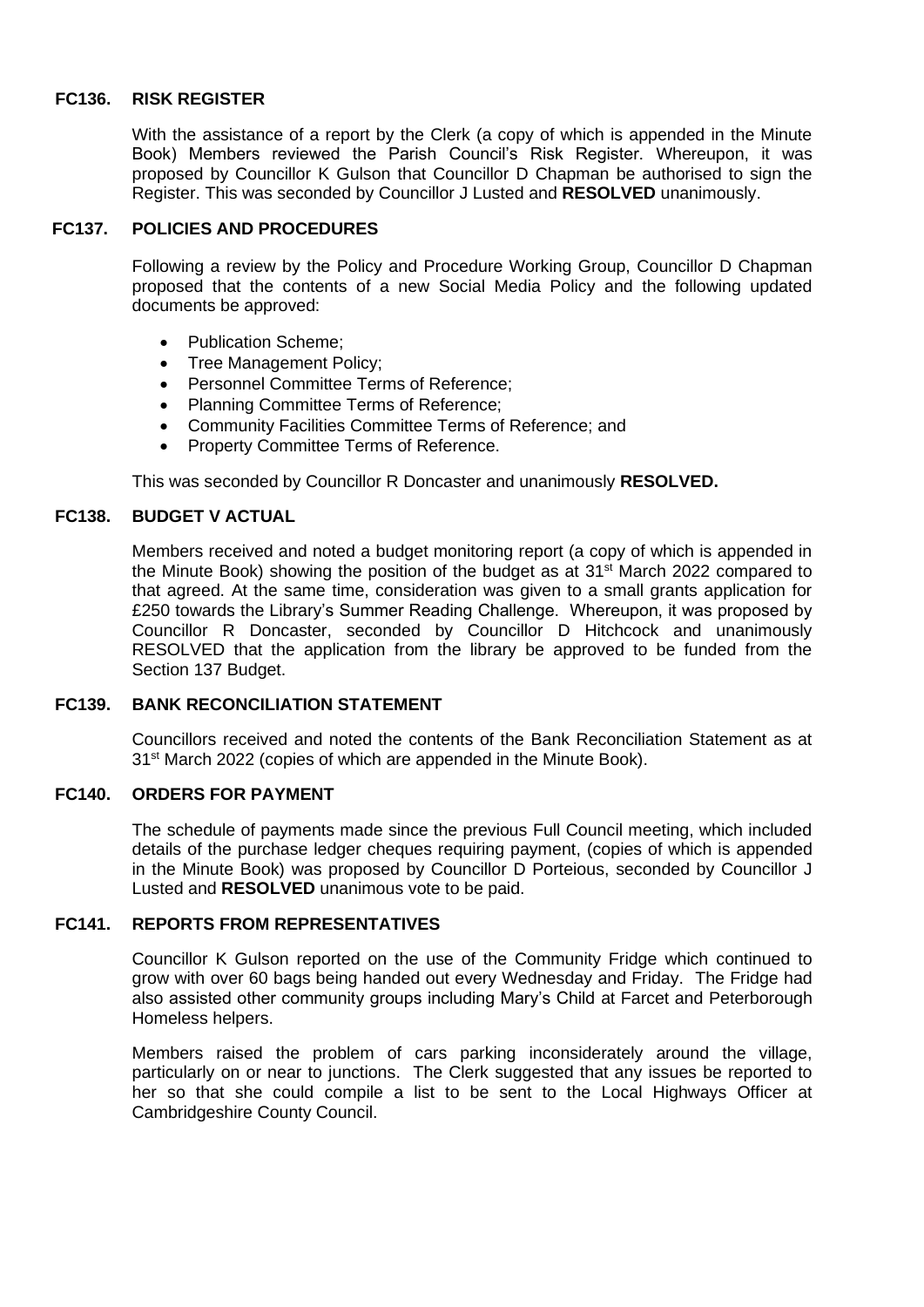## FC136. RISK REGISTER

With the assistance of a report by the Clerk (a copy of which is appended in the Minute Book) Members reviewed the Parish Council's Risk Register. Whereupon, it was proposed by Councillor K Gulson that Councillor D Chapman be authorised to sign the Register. This was seconded by Councillor J Lusted and **RESOLVED** unanimously.

## FC137. POLICIES AND PROCEDURES

Following a review by the Policy and Procedure Working Group, Councillor D Chapman proposed that the contents of a new Social Media Policy and the following updated documents be approved:

- Publication Scheme;
- Tree Management Policy;
- Personnel Committee Terms of Reference;
- Planning Committee Terms of Reference;
- Community Facilities Committee Terms of Reference; and
- Property Committee Terms of Reference.

This was seconded by Councillor R Doncaster and unanimously **RESOLVED.**

## FC138. BUDGET V ACTUAL

Members received and noted a budget monitoring report (a copy of which is appended in the Minute Book) showing the position of the budget as at 31st March 2022 compared to that agreed. At the same time, consideration was given to a small grants application for £250 towards the Library's Summer Reading Challenge. Whereupon, it was proposed by Councillor R Doncaster, seconded by Councillor D Hitchcock and unanimously RESOLVED that the application from the library be approved to be funded from the Section 137 Budget.

## FC139. BANK RECONCILIATION STATEMENT

Councillors received and noted the contents of the Bank Reconciliation Statement as at 31st March 2022 (copies of which are appended in the Minute Book).

## FC140. ORDERS FOR PAYMENT

The schedule of payments made since the previous Full Council meeting, which included details of the purchase ledger cheques requiring payment, (copies of which is appended in the Minute Book) was proposed by Councillor D Porteious, seconded by Councillor J Lusted and **RESOLVED** unanimous vote to be paid.

## FC141. REPORTS FROM REPRESENTATIVES

Councillor K Gulson reported on the use of the Community Fridge which continued to grow with over 60 bags being handed out every Wednesday and Friday. The Fridge had also assisted other community groups including Mary's Child at Farcet and Peterborough Homeless helpers.

Members raised the problem of cars parking inconsiderately around the village, particularly on or near to junctions. The Clerk suggested that any issues be reported to her so that she could compile a list to be sent to the Local Highways Officer at Cambridgeshire County Council.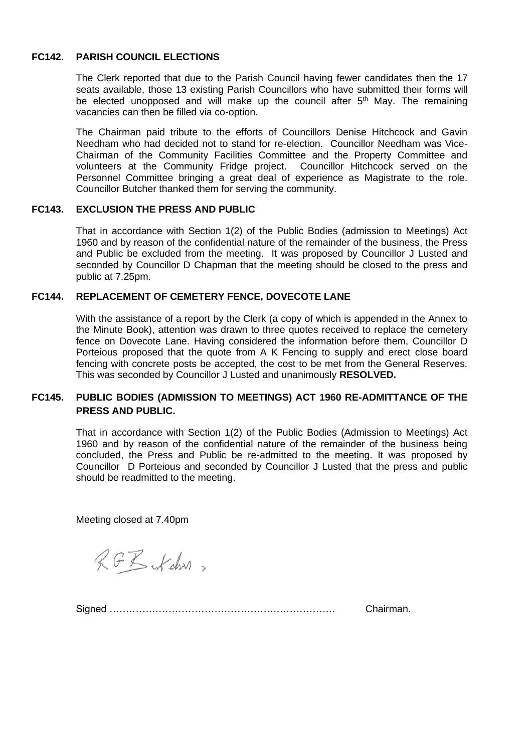### FC142. PARISH COUNCIL ELECTIONS

The Clerk reported that due to the Parish Council having fewer candidates then the 17 seats available, those 13 existing Parish Councillors who have submitted their forms will be elected unopposed and will make up the council after 5th May. The remaining vacancies can then be filled via co-option.

The Chairman paid tribute to the efforts of Councillors Denise Hitchcock and Gavin Needham who had decided not to stand for re-election. Councillor Needham was Vice-Chairman of the Community Facilities Committee and the Property Committee and volunteers at the Community Fridge project. Councillor Hitchcock served on the Personnel Committee bringing a great deal of experience as Magistrate to the role. Councillor Butcher thanked them for serving the community.

### FC143. EXCLUSION THE PRESS AND PUBLIC

That in accordance with Section 1(2) of the Public Bodies (admission to Meetings) Act 1960 and by reason of the confidential nature of the remainder of the business, the Press and Public be excluded from the meeting. It was proposed by Councillor J Lusted and seconded by Councillor D Chapman that the meeting should be closed to the press and public at 7.25pm.

### FC144. REPLACEMENT OF CEMETERY FENCE, DOVECOTE LANE

With the assistance of a report by the Clerk (a copy of which is appended in the Annex to the Minute Book), attention was drawn to three quotes received to replace the cemetery fence on Dovecote Lane. Having considered the information before them, Councillor D Porteious proposed that the quote from A K Fencing to supply and erect close board fencing with concrete posts be accepted, the cost to be met from the General Reserves. This was seconded by Councillor J Lusted and unanimously **RESOLVED.**

### FC145. PUBLIC BODIES (ADMISSION TO MEETINGS) ACT 1960 RE-ADMITTANCE OF THE PRESS AND PUBLIC.

That in accordance with Section 1(2) of the Public Bodies (Admission to Meetings) Act 1960 and by reason of the confidential nature of the remainder of the business being concluded, the Press and Public be re-admitted to the meeting. It was proposed by Councillor D Porteious and seconded by Councillor J Lusted that the press and public should be readmitted to the meeting.

Meeting closed at 7.40pm

RGButcher

Signed …………………………………………………………… Chairman.